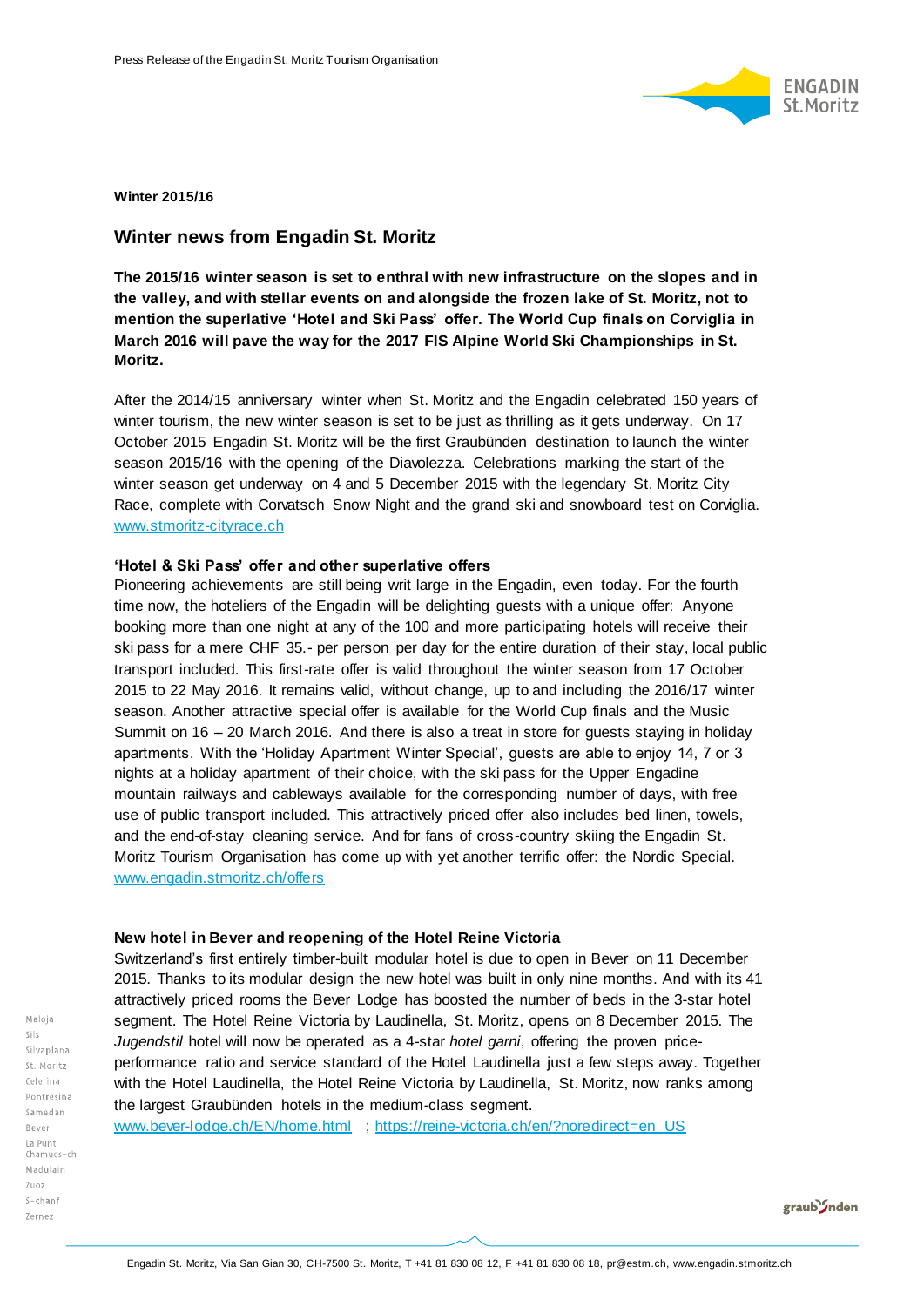**Winter 2015/16**

## Winter news from Engadin St. Moritz

**The 2015/16 winter season is set to enthral with new infrastructure on the slopes and in the valley, and with stellar events on and alongside the frozen lake of St. Moritz, not to mention the superlative 'Hotel and Ski Pass' offer. The World Cup finals on Corviglia in March 2016 will pave the way for the 2017 FIS Alpine World Ski Championships in St. Moritz.**

After the 2014/15 anniversary winter when St. Moritz and the Engadin celebrated 150 years of winter tourism, the new winter season is set to be just as thrilling as it gets underway. On 17 October 2015 Engadin St. Moritz will be the first Graubünden destination to launch the winter season 2015/16 with the opening of the Diavolezza. Celebrations marking the start of the winter season get underway on 4 and 5 December 2015 with the legendary St. Moritz City Race, complete with Corvatsch Snow Night and the grand ski and snowboard test on Corviglia. www.stmoritz-cityrace.ch

**'Hotel & Ski Pass' offer and other superlative offers**

Pioneering achievements are still being writ large in the Engadin, even today. For the fourth time now, the hoteliers of the Engadin will be delighting guests with a unique offer: Anyone booking more than one night at any of the 100 and more participating hotels will receive their ski pass for a mere CHF 35.- per person per day for the entire duration of their stay, local public transport included. This first-rate offer is valid throughout the winter season from 17 October 2015 to 22 May 2016. It remains valid, without change, up to and including the 2016/17 winter season. Another attractive special offer is available for the World Cup finals and the Music Summit on 16 – 20 March 2016. And there is also a treat in store for guests staying in holiday apartments. With the 'Holiday Apartment Winter Special', guests are able to enjoy 14, 7 or 3 nights at a holiday apartment of their choice, with the ski pass for the Upper Engadine mountain railways and cableways available for the corresponding number of days, with free use of public transport included. This attractively priced offer also includes bed linen, towels, and the end-of-stay cleaning service. And for fans of cross-country skiing the Engadin St. Moritz Tourism Organisation has come up with yet another terrific offer: the Nordic Special. www.engadin.stmoritz.ch/offers

**New hotel in Bever and reopening of the Hotel Reine Victoria**

Switzerland's first entirely timber-built modular hotel is due to open in Bever on 11 December 2015. Thanks to its modular design the new hotel was built in only nine months. And with its 41 attractively priced rooms the Bever Lodge has boosted the number of beds in the 3-star hotel segment. The Hotel Reine Victoria by Laudinella, St. Moritz, opens on 8 December 2015. The *Jugendstil* hotel will now be operated as a 4-star *hotel garni*, offering the proven price-performance ratio and service standard of the Hotel Laudinella just a few steps away. Together with the Hotel Laudinella, the Hotel Reine Victoria by Laudinella, St. Moritz, now ranks among the largest Graubünden hotels in the medium-class segment.

www.bever-lodge.ch/EN/home.html ; https://reine-victoria.ch/en/?noredirect=en_US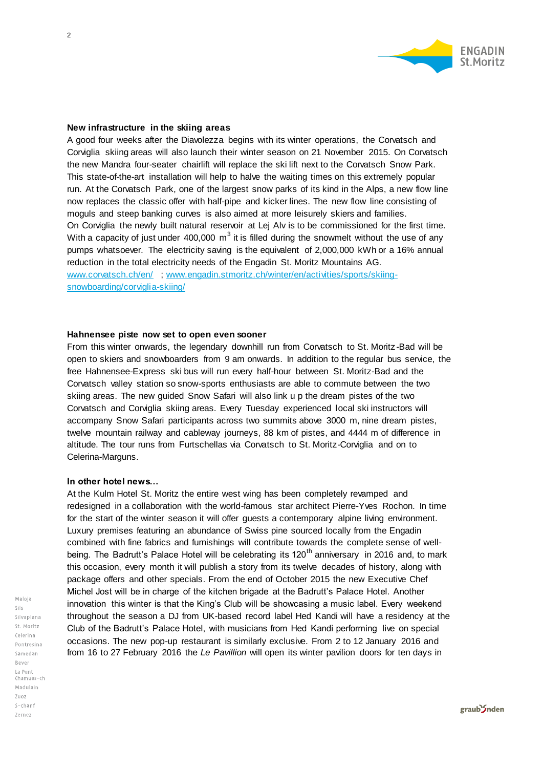**New infrastructure in the skiing areas**

A good four weeks after the Diavolezza begins with its winter operations, the Corvatsch and Corviglia skiing areas will also launch their winter season on 21 November 2015. On Corvatsch the new Mandra four-seater chairlift will replace the ski lift next to the Corvatsch Snow Park. This state-of-the-art installation will help to halve the waiting times on this extremely popular run. At the Corvatsch Park, one of the largest snow parks of its kind in the Alps, a new flow line now replaces the classic offer with half-pipe and kicker lines. The new flow line consisting of moguls and steep banking curves is also aimed at more leisurely skiers and families.
On Corviglia the newly built natural reservoir at Lej Alv is to be commissioned for the first time. With a capacity of just under 400,000 $m^3$ it is filled during the snowmelt without the use of any pumps whatsoever. The electricity saving is the equivalent of 2,000,000 kWh or a 16% annual reduction in the total electricity needs of the Engadin St. Moritz Mountains AG.
www.corvatsch.ch/en/ ; www.engadin.stmoritz.ch/winter/en/activities/sports/skiing-snowboarding/corviglia-skiing/

**Hahnensee piste now set to open even sooner**

From this winter onwards, the legendary downhill run from Corvatsch to St. Moritz-Bad will be open to skiers and snowboarders from 9 am onwards. In addition to the regular bus service, the free Hahnensee-Express ski bus will run every half-hour between St. Moritz-Bad and the Corvatsch valley station so snow-sports enthusiasts are able to commute between the two skiing areas. The new guided Snow Safari will also link u p the dream pistes of the two Corvatsch and Corviglia skiing areas. Every Tuesday experienced local ski instructors will accompany Snow Safari participants across two summits above 3000 m, nine dream pistes, twelve mountain railway and cableway journeys, 88 km of pistes, and 4444 m of difference in altitude. The tour runs from Furtschellas via Corvatsch to St. Moritz-Corviglia and on to Celerina-Marguns.

**In other hotel news…**

At the Kulm Hotel St. Moritz the entire west wing has been completely revamped and redesigned in a collaboration with the world-famous star architect Pierre-Yves Rochon. In time for the start of the winter season it will offer guests a contemporary alpine living environment. Luxury premises featuring an abundance of Swiss pine sourced locally from the Engadin combined with fine fabrics and furnishings will contribute towards the complete sense of well-being. The Badrutt's Palace Hotel will be celebrating its 120th anniversary in 2016 and, to mark this occasion, every month it will publish a story from its twelve decades of history, along with package offers and other specials. From the end of October 2015 the new Executive Chef Michel Jost will be in charge of the kitchen brigade at the Badrutt's Palace Hotel. Another innovation this winter is that the King's Club will be showcasing a music label. Every weekend throughout the season a DJ from UK-based record label Hed Kandi will have a residency at the Club of the Badrutt's Palace Hotel, with musicians from Hed Kandi performing live on special occasions. The new pop-up restaurant is similarly exclusive. From 2 to 12 January 2016 and from 16 to 27 February 2016 the *Le Pavillion* will open its winter pavilion doors for ten days in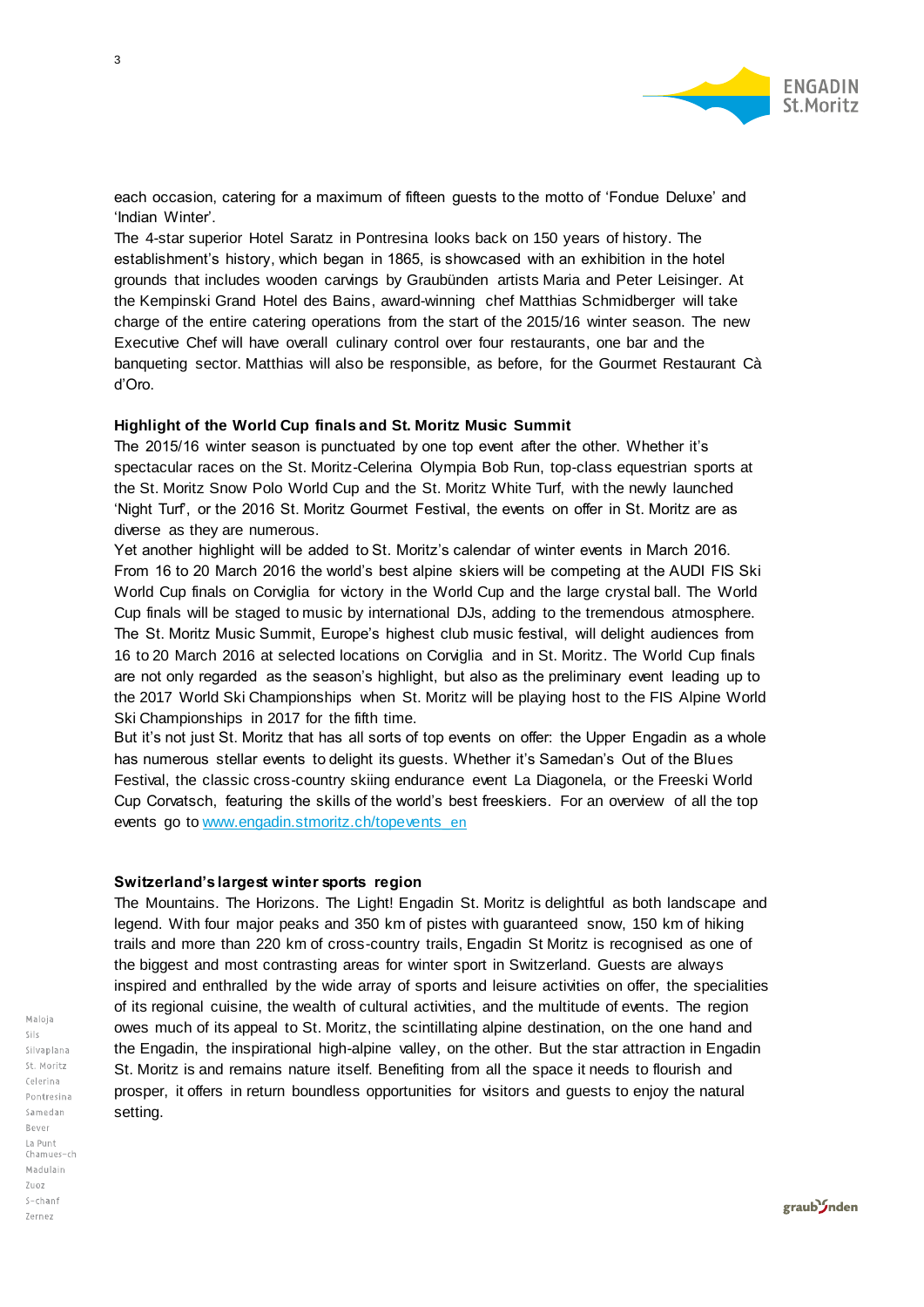each occasion, catering for a maximum of fifteen guests to the motto of 'Fondue Deluxe' and 'Indian Winter'.

The 4-star superior Hotel Saratz in Pontresina looks back on 150 years of history. The establishment's history, which began in 1865, is showcased with an exhibition in the hotel grounds that includes wooden carvings by Graubünden artists Maria and Peter Leisinger. At the Kempinski Grand Hotel des Bains, award-winning chef Matthias Schmidberger will take charge of the entire catering operations from the start of the 2015/16 winter season. The new Executive Chef will have overall culinary control over four restaurants, one bar and the banqueting sector. Matthias will also be responsible, as before, for the Gourmet Restaurant Cà d'Oro.

**Highlight of the World Cup finals and St. Moritz Music Summit**

The 2015/16 winter season is punctuated by one top event after the other. Whether it's spectacular races on the St. Moritz-Celerina Olympia Bob Run, top-class equestrian sports at the St. Moritz Snow Polo World Cup and the St. Moritz White Turf, with the newly launched 'Night Turf', or the 2016 St. Moritz Gourmet Festival, the events on offer in St. Moritz are as diverse as they are numerous.

Yet another highlight will be added to St. Moritz's calendar of winter events in March 2016. From 16 to 20 March 2016 the world's best alpine skiers will be competing at the AUDI FIS Ski World Cup finals on Corviglia for victory in the World Cup and the large crystal ball. The World Cup finals will be staged to music by international DJs, adding to the tremendous atmosphere. The St. Moritz Music Summit, Europe's highest club music festival, will delight audiences from 16 to 20 March 2016 at selected locations on Corviglia and in St. Moritz. The World Cup finals are not only regarded as the season's highlight, but also as the preliminary event leading up to the 2017 World Ski Championships when St. Moritz will be playing host to the FIS Alpine World Ski Championships in 2017 for the fifth time.

But it's not just St. Moritz that has all sorts of top events on offer: the Upper Engadin as a whole has numerous stellar events to delight its guests. Whether it's Samedan's Out of the Blues Festival, the classic cross-country skiing endurance event La Diagonela, or the Freeski World Cup Corvatsch, featuring the skills of the world's best freeskiers. For an overview of all the top events go to www.engadin.stmoritz.ch/topevents_en

**Switzerland's largest winter sports region**

The Mountains. The Horizons. The Light! Engadin St. Moritz is delightful as both landscape and legend. With four major peaks and 350 km of pistes with guaranteed snow, 150 km of hiking trails and more than 220 km of cross-country trails, Engadin St Moritz is recognised as one of the biggest and most contrasting areas for winter sport in Switzerland. Guests are always inspired and enthralled by the wide array of sports and leisure activities on offer, the specialities of its regional cuisine, the wealth of cultural activities, and the multitude of events. The region owes much of its appeal to St. Moritz, the scintillating alpine destination, on the one hand and the Engadin, the inspirational high-alpine valley, on the other. But the star attraction in Engadin St. Moritz is and remains nature itself. Benefiting from all the space it needs to flourish and prosper, it offers in return boundless opportunities for visitors and guests to enjoy the natural setting.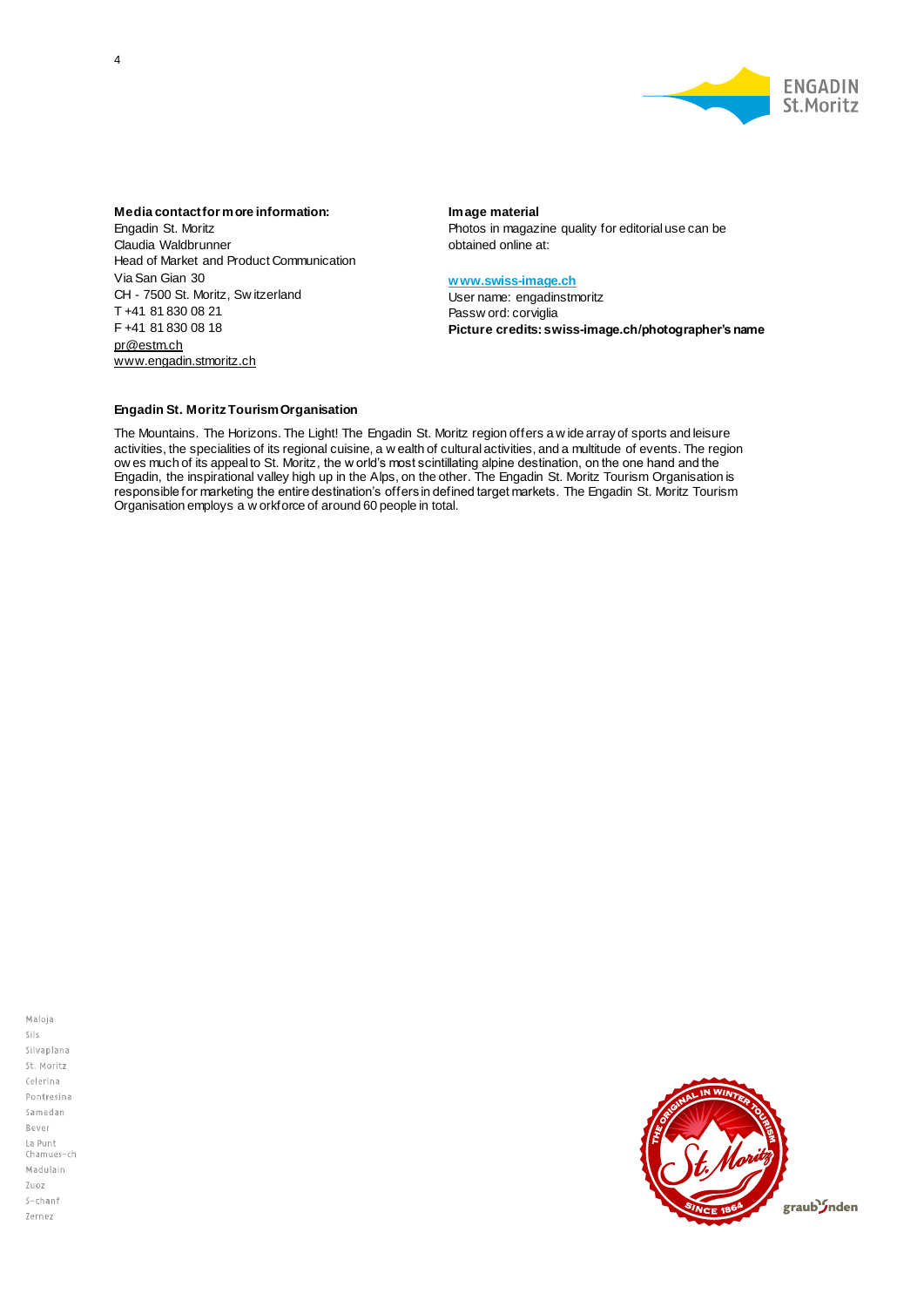**Media contact for more information:**
Engadin St. Moritz
Claudia Waldbrunner
Head of Market and Product Communication
Via San Gian 30
CH - 7500 St. Moritz, Switzerland
T +41 81 830 08 21
F +41 81 830 08 18
pr@estm.ch
www.engadin.stmoritz.ch

**Image material**
Photos in magazine quality for editorial use can be obtained online at:

**www.swiss-image.ch**
User name: engadinstmoritz
Password: corviglia
**Picture credits: swiss-image.ch/photographer's name**

**Engadin St. Moritz Tourism Organisation**

The Mountains. The Horizons. The Light! The Engadin St. Moritz region offers a wide array of sports and leisure activities, the specialities of its regional cuisine, a wealth of cultural activities, and a multitude of events. The region owes much of its appeal to St. Moritz, the world's most scintillating alpine destination, on the one hand and the Engadin, the inspirational valley high up in the Alps, on the other. The Engadin St. Moritz Tourism Organisation is responsible for marketing the entire destination's offers in defined target markets. The Engadin St. Moritz Tourism Organisation employs a workforce of around 60 people in total.